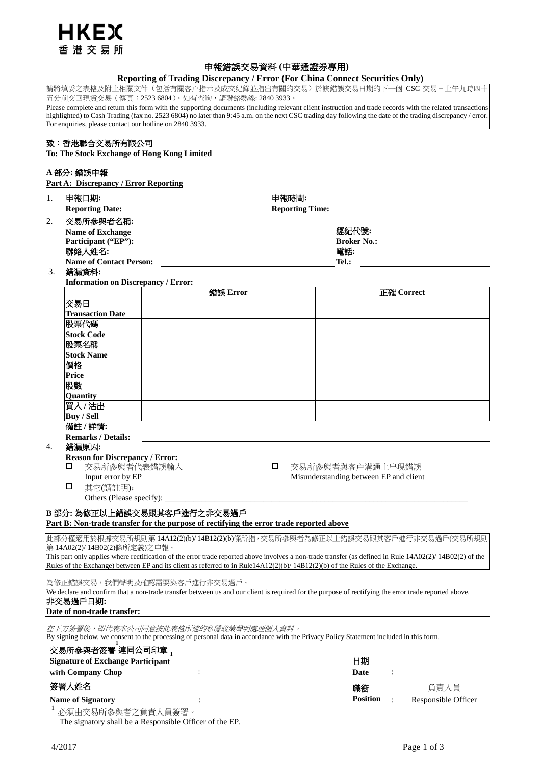# HKEX
香港交易所

## 申報錯誤交易資料 (中華通證券專用)
## Reporting of Trading Discrepancy / Error (For China Connect Securities Only)

請將填妥之表格及附上相關文件（包括有關客户指示及成交紀錄並指出有關的交易）於該錯誤交易日期的下一個 CSC 交易日上午九時四十五分前交回現貨交易（傳真：2523 6804）。如有查詢，請聯絡熱線: 2840 3933。
Please complete and return this form with the supporting documents (including relevant client instruction and trade records with the related transactions highlighted) to Cash Trading (fax no. 2523 6804) no later than 9:45 a.m. on the next CSC trading day following the date of the trading discrepancy / error. For enquiries, please contact our hotline on 2840 3933.

致：香港聯合交易所有限公司
**To: The Stock Exchange of Hong Kong Limited**

**A 部分: 錯誤申報**
**Part A: Discrepancy / Error Reporting**

1. **申報日期: Reporting Date:** ____________________ **申報時間: Reporting Time:** ____________________
2. **交易所參與者名稱: Name of Exchange Participant ("EP"):** ____________________ **經紀代號: Broker No.:** ____________________
   **聯絡人姓名: Name of Contact Person:** ____________________ **電話: Tel.:** ____________________
3. **錯漏資料: Information on Discrepancy / Error:**

| | 錯誤 Error | 正確 Correct |
|---|---|---|
| 交易日 **Transaction Date** | | |
| 股票代碼 **Stock Code** | | |
| 股票名稱 **Stock Name** | | |
| 價格 **Price** | | |
| 股數 **Quantity** | | |
| 買入 / 沽出 **Buy / Sell** | | |

   **備註 / 詳情: Remarks / Details:** ____________________

4. **錯漏原因: Reason for Discrepancy / Error:**
   - ☐ 交易所參與者代表錯誤輸入 Input error by EP
   - ☐ 交易所參與者與客户溝通上出現錯誤 Misunderstanding between EP and client
   - ☐ 其它(請註明): Others (Please specify): ____________________

**B 部分: 為修正以上錯誤交易跟其客戶進行之非交易過戶**
**Part B: Non-trade transfer for the purpose of rectifying the error trade reported above**

此部分僅適用於根據交易所規則第 14A12(2)(b)/ 14B12(2)(b)條所指，交易所參與者為修正以上錯誤交易跟其客戶進行非交易過戶(交易所規則第 14A02(2)/ 14B02(2)條所定義)之申報。
This part only applies where rectification of the error trade reported above involves a non-trade transfer (as defined in Rule 14A02(2)/ 14B02(2) of the Rules of the Exchange) between EP and its client as referred to in Rule14A12(2)(b)/ 14B12(2)(b) of the Rules of the Exchange.

為修正錯誤交易，我們聲明及確認需要與客戶進行非交易過戶。
We declare and confirm that a non-trade transfer between us and our client is required for the purpose of rectifying the error trade reported above.

**非交易過戶日期:**
**Date of non-trade transfer:** ____________________

*在下方簽署後，即代表本公司同意按此表格所述的私隱政策聲明處理個人資料。*
By signing below, we consent to the processing of personal data in accordance with the Privacy Policy Statement included in this form.

**交易所參與者簽署[1] 連同公司印章[1]**
**Signature of Exchange Participant with Company Chop** : ____________________ **日期 Date** : ____________________

**簽署人姓名**
**Name of Signatory** : ____________________ **職銜 Position** : 負責人員 Responsible Officer

[1] 必須由交易所參與者之負責人員簽署。
The signatory shall be a Responsible Officer of the EP.

4/2017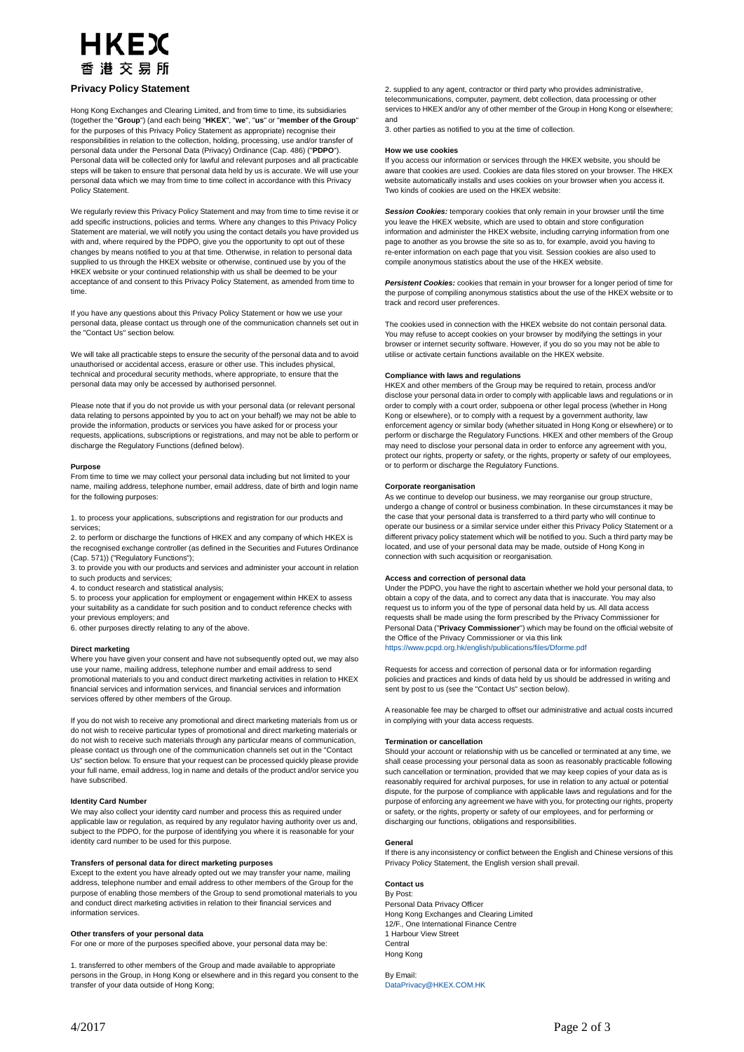HKEX
香港交易所

# Privacy Policy Statement

Hong Kong Exchanges and Clearing Limited, and from time to time, its subsidiaries (together the "**Group**") (and each being "**HKEX**", "**we**", "**us**" or "**member of the Group**" for the purposes of this Privacy Policy Statement as appropriate) recognise their responsibilities in relation to the collection, holding, processing, use and/or transfer of personal data under the Personal Data (Privacy) Ordinance (Cap. 486) ("**PDPO**"). Personal data will be collected only for lawful and relevant purposes and all practicable steps will be taken to ensure that personal data held by us is accurate. We will use your personal data which we may from time to time collect in accordance with this Privacy Policy Statement.

We regularly review this Privacy Policy Statement and may from time to time revise it or add specific instructions, policies and terms. Where any changes to this Privacy Policy Statement are material, we will notify you using the contact details you have provided us with and, where required by the PDPO, give you the opportunity to opt out of these changes by means notified to you at that time. Otherwise, in relation to personal data supplied to us through the HKEX website or otherwise, continued use by you of the HKEX website or your continued relationship with us shall be deemed to be your acceptance of and consent to this Privacy Policy Statement, as amended from time to time.

If you have any questions about this Privacy Policy Statement or how we use your personal data, please contact us through one of the communication channels set out in the "Contact Us" section below.

We will take all practicable steps to ensure the security of the personal data and to avoid unauthorised or accidental access, erasure or other use. This includes physical, technical and procedural security methods, where appropriate, to ensure that the personal data may only be accessed by authorised personnel.

Please note that if you do not provide us with your personal data (or relevant personal data relating to persons appointed by you to act on your behalf) we may not be able to provide the information, products or services you have asked for or process your requests, applications, subscriptions or registrations, and may not be able to perform or discharge the Regulatory Functions (defined below).

### Purpose

From time to time we may collect your personal data including but not limited to your name, mailing address, telephone number, email address, date of birth and login name for the following purposes:

1. to process your applications, subscriptions and registration for our products and services;
2. to perform or discharge the functions of HKEX and any company of which HKEX is the recognised exchange controller (as defined in the Securities and Futures Ordinance (Cap. 571)) ("Regulatory Functions");
3. to provide you with our products and services and administer your account in relation to such products and services;
4. to conduct research and statistical analysis;
5. to process your application for employment or engagement within HKEX to assess your suitability as a candidate for such position and to conduct reference checks with your previous employers; and
6. other purposes directly relating to any of the above.

### Direct marketing

Where you have given your consent and have not subsequently opted out, we may also use your name, mailing address, telephone number and email address to send promotional materials to you and conduct direct marketing activities in relation to HKEX financial services and information services, and financial services and information services offered by other members of the Group.

If you do not wish to receive any promotional and direct marketing materials from us or do not wish to receive particular types of promotional and direct marketing materials or do not wish to receive such materials through any particular means of communication, please contact us through one of the communication channels set out in the "Contact Us" section below. To ensure that your request can be processed quickly please provide your full name, email address, log in name and details of the product and/or service you have subscribed.

### Identity Card Number

We may also collect your identity card number and process this as required under applicable law or regulation, as required by any regulator having authority over us and, subject to the PDPO, for the purpose of identifying you where it is reasonable for your identity card number to be used for this purpose.

### Transfers of personal data for direct marketing purposes

Except to the extent you have already opted out we may transfer your name, mailing address, telephone number and email address to other members of the Group for the purpose of enabling those members of the Group to send promotional materials to you and conduct direct marketing activities in relation to their financial services and information services.

### Other transfers of your personal data

For one or more of the purposes specified above, your personal data may be:

1. transferred to other members of the Group and made available to appropriate persons in the Group, in Hong Kong or elsewhere and in this regard you consent to the transfer of your data outside of Hong Kong;
2. supplied to any agent, contractor or third party who provides administrative, telecommunications, computer, payment, debt collection, data processing or other services to HKEX and/or any of other member of the Group in Hong Kong or elsewhere; and
3. other parties as notified to you at the time of collection.

### How we use cookies

If you access our information or services through the HKEX website, you should be aware that cookies are used. Cookies are data files stored on your browser. The HKEX website automatically installs and uses cookies on your browser when you access it. Two kinds of cookies are used on the HKEX website:

***Session Cookies:*** temporary cookies that only remain in your browser until the time you leave the HKEX website, which are used to obtain and store configuration information and administer the HKEX website, including carrying information from one page to another as you browse the site so as to, for example, avoid you having to re-enter information on each page that you visit. Session cookies are also used to compile anonymous statistics about the use of the HKEX website.

***Persistent Cookies:*** cookies that remain in your browser for a longer period of time for the purpose of compiling anonymous statistics about the use of the HKEX website or to track and record user preferences.

The cookies used in connection with the HKEX website do not contain personal data. You may refuse to accept cookies on your browser by modifying the settings in your browser or internet security software. However, if you do so you may not be able to utilise or activate certain functions available on the HKEX website.

### Compliance with laws and regulations

HKEX and other members of the Group may be required to retain, process and/or disclose your personal data in order to comply with applicable laws and regulations or in order to comply with a court order, subpoena or other legal process (whether in Hong Kong or elsewhere), or to comply with a request by a government authority, law enforcement agency or similar body (whether situated in Hong Kong or elsewhere) or to perform or discharge the Regulatory Functions. HKEX and other members of the Group may need to disclose your personal data in order to enforce any agreement with you, protect our rights, property or safety, or the rights, property or safety of our employees, or to perform or discharge the Regulatory Functions.

### Corporate reorganisation

As we continue to develop our business, we may reorganise our group structure, undergo a change of control or business combination. In these circumstances it may be the case that your personal data is transferred to a third party who will continue to operate our business or a similar service under either this Privacy Policy Statement or a different privacy policy statement which will be notified to you. Such a third party may be located, and use of your personal data may be made, outside of Hong Kong in connection with such acquisition or reorganisation.

### Access and correction of personal data

Under the PDPO, you have the right to ascertain whether we hold your personal data, to obtain a copy of the data, and to correct any data that is inaccurate. You may also request us to inform you of the type of personal data held by us. All data access requests shall be made using the form prescribed by the Privacy Commissioner for Personal Data ("**Privacy Commissioner**") which may be found on the official website of the Office of the Privacy Commissioner or via this link
https://www.pcpd.org.hk/english/publications/files/Dforme.pdf

Requests for access and correction of personal data or for information regarding policies and practices and kinds of data held by us should be addressed in writing and sent by post to us (see the "Contact Us" section below).

A reasonable fee may be charged to offset our administrative and actual costs incurred in complying with your data access requests.

### Termination or cancellation

Should your account or relationship with us be cancelled or terminated at any time, we shall cease processing your personal data as soon as reasonably practicable following such cancellation or termination, provided that we may keep copies of your data as is reasonably required for archival purposes, for use in relation to any actual or potential dispute, for the purpose of compliance with applicable laws and regulations and for the purpose of enforcing any agreement we have with you, for protecting our rights, property or safety, or the rights, property or safety of our employees, and for performing or discharging our functions, obligations and responsibilities.

### General

If there is any inconsistency or conflict between the English and Chinese versions of this Privacy Policy Statement, the English version shall prevail.

### Contact us

By Post:
Personal Data Privacy Officer
Hong Kong Exchanges and Clearing Limited
12/F., One International Finance Centre
1 Harbour View Street
Central
Hong Kong

By Email:
DataPrivacy@HKEX.COM.HK

4/2017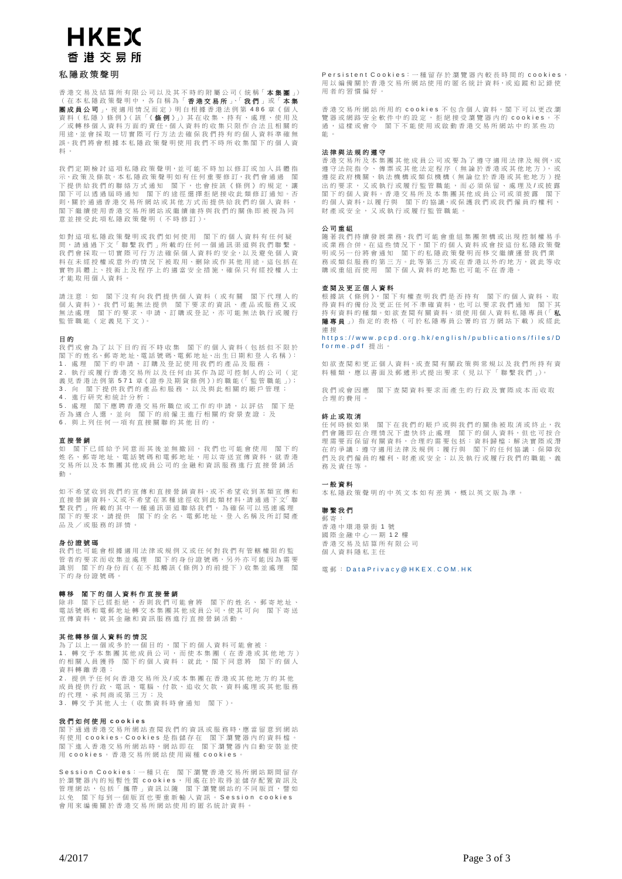HKEX
香港交易所

# 私隱政策聲明

香港交易及結算所有限公司以及其不時的附屬公司（統稱「**本集團**」）（在本私隱政策聲明中，各自稱為「**香港交易所**」、「**我們**」或「**本集團成員公司**」，視適用情況而定）明白根據香港法例第486章《個人資料（私隱）條例》（該「《**條例**》」）其在收集、持有、處理、使用及／或轉移個人資料方面的責任。個人資料的收集只限作合法且相關的用途，並會採取一切實際可行方法去確保我們持有的個人資料準確無誤。我們將會根據本私隱政策聲明使用我們不時所收集閣下的個人資料。

我們定期檢討這項私隱政策聲明，並可能不時加以修訂或加入具體指示、政策及條款。本私隱政策聲明如有任何重要修訂，我們會通過閣下提供給我們的聯絡方式通知閣下。也會按該《條例》的規定，讓閣下可以透過屆時通知閣下的途徑選擇拒絕接收此類修訂通知。否則，關於通過香港交易所網站或其他方式而提供給我們的個人資料，閣下繼續使用香港交易所網站或繼續維持與我們的關係即被視為同意並接受此項私隱政策聲明（不時修訂）。

如對這項私隱政策聲明或我們如何使用閣下的個人資料有任何疑問，請通過下文「聯繫我們」所載的任何一個通訊渠道與我們聯繫。我們會採取一切實際可行方法確保個人資料的安全，以及避免個人資料在未經授權或意外的情況下被取用、刪除或作其他用途。這包括在實物具體上、技術上及程序上的適當安全措施，確保只有經授權人士才能取用個人資料。

請注意：如閣下沒有向我們提供個人資料（或有關閣下代理人的個人資料），我們可能無法提供閣下要求的資訊、產品或服務又或無法處理閣下的要求、申請、訂購或登記，亦可能無法執行或履行監管職能（定義見下文）。

## 目的

我們或會為了以下目的而不時收集閣下的個人資料（包括但不限於閣下的姓名、郵寄地址、電話號碼、電郵地址、出生日期和登入名稱）：

1. 處理閣下的申請、訂購及登記使用我們的產品及服務；
2. 執行或履行香港交易所以及任何由其作為認可控制人的公司（定義見香港法例第571章《證券及期貨條例》）的職能（「監管職能」）；
3. 向閣下提供我們的產品和服務，以及與此相關的賬戶管理；
4. 進行研究和統計分析；
5. 處理閣下應聘香港交易所職位或工作的申請，以評估閣下是否為適合人選，並向閣下的前僱主進行相關的背景查證；及
6. 與上列任何一項有直接關聯的其他目的。

## 直接營銷

如閣下已經給予同意而其後並無撤回，我們也可能會使用閣下的姓名、郵寄地址、電話號碼和電郵地址，用以寄送宣傳資料，就香港交易所以及本集團其他成員公司的金融和資訊服務進行直接營銷活動。

如不希望收到我們的宣傳和直接營銷資料，或不希望收到某類宣傳和直接營銷資料，又或不希望在某種途徑收到此類材料，請通過下文「聯繫我們」所載的其中一種通訊渠道聯絡我們。為確保可以迅速處理閣下的要求，請提供閣下的全名、電郵地址、登入名稱及所訂閱產品及／或服務的詳情。

## 身份證號碼

我們也可能會根據適用法律或規例又或任何對我們有管轄權的監管者的要求而收集並處理閣下的身份證號碼，另外亦可能因為需要識別閣下的身份而（在不抵觸該《條例》的前提下）收集並處理閣下的身份證號碼。

## 轉移閣下的個人資料作直接營銷

除非閣下已經拒絕，否則我們可能會將閣下的姓名、郵寄地址、電話號碼和電郵地址轉交本集團其他成員公司，使其可向閣下寄送宣傳資料，就其金融和資訊服務進行直接營銷活動。

## 其他轉移個人資料的情況

為了以上一個或多於一個目的，閣下的個人資料可能會被：

1. 轉交予本集團其他成員公司，而使本集團（在香港或其他地方）的相關人員獲得閣下的個人資料；就此，閣下同意將閣下的個人資料轉離香港；
2. 提供予任何向香港交易所及/或本集團在香港或其他地方的其他成員提供行政、電訊、電腦、付款、追收欠款、資料處理或其他服務的代理、承判商或第三方；及
3. 轉交予其他人士（收集資料時會通知閣下）。

## 我們如何使用 cookies

閣下通過香港交易所網站查閱我們的資訊或服務時，應當留意到網站有使用 cookies。Cookies 是指儲存在閣下瀏覽器內的資料檔。閣下進入香港交易所網站時，網站即在閣下瀏覽器內自動安裝並使用 cookies。香港交易所網站使用兩種 cookies。

Session Cookies：一種只在閣下瀏覽香港交易所網站期間留存於瀏覽器內的短暫性質 cookies，用處在於取得並儲存配置資訊及管理網站，包括「攜帶」資訊以隨閣下瀏覽網站的不同版頁，譬如以免閣下每到一個版頁也要重新輸入資訊。Session cookies 會用來編備關於香港交易所網站使用的匿名統計資料。

Persistent Cookies：一種留存於瀏覽器內較長時間的 cookies，用以編備關於香港交易所網站使用的匿名統計資料，或追蹤和記錄使用者的習慣偏好。

香港交易所網站所用的 cookies 不包含個人資料。閣下可以更改瀏覽器或網路安全軟件中的設定，拒絕接受瀏覽器內的 cookies。不過，這樣或會令閣下不能使用或啟動香港交易所網站中的某些功能。

## 法律與法規的遵守

香港交易所及本集團其他成員公司或要為了遵守適用法律及規例，或遵守法院指令、傳票或其他法定程序（無論於香港或其他地方），或遵從政府機關、執法機構或類似機構（無論位於香港或其他地方）提出的要求，又或執行或履行監管職能，而必須保留、處理及/或披露閣下的個人資料。香港交易所及本集團其他成員公司或須披露閣下的個人資料，以履行與閣下的協議，或保護我們或我們僱員的權利、財產或安全，又或執行或履行監管職能。

## 公司重組

隨著我們持續發展業務，我們可能會重組集團架構或出現控制權易手或業務合併。在這些情況下，閣下的個人資料或會按這份私隱政策聲明或另一份將會通知閣下的私隱政策聲明而移交繼續運營我們業務或類似服務的第三方。此等第三方或在香港以外的地方，就此等收購或重組而使用閣下個人資料的地點也可能不在香港。

## 查閱及更正個人資料

根據該《條例》，閣下有權查明我們是否持有閣下的個人資料、取得資料的備份及更正任何不準確資料，也可以要求我們通知閣下其持有資料的種類。如欲查閱有關資料，須使用個人資料私隱專員（「**私隱專員**」）指定的表格（可於私隱專員公署的官方網站下載）或經此連接

https://www.pcpd.org.hk/english/publications/files/Dforme.pdf 提出。

如欲查閱和更正個人資料，或查閱有關政策與常規以及我們所持有資料種類，應以書面及郵遞形式提出要求（見以下「聯繫我們」）。

我們或會因應閣下查閱資料要求而產生的行政及實際成本而收取合理的費用。

## 終止或取消

任何時候如果閣下在我們的賬戶或與我們的關係被取消或終止，我們會隨即在合理情況下盡快終止處理閣下的個人資料，但也可按合理需要而保留有關資料，合理的需要包括：資料歸檔；解決實際或潛在的爭議；遵守適用法律及規例；履行與閣下的任何協議；保障我們及我們僱員的權利、財產或安全；以及執行或履行我們的職能、義務及責任等。

## 一般資料

本私隱政策聲明的中英文文本如有差異，概以英文版為準。

## 聯繫我們

郵寄：
香港中環港景街 1 號
國際金融中心一期 12 樓
香港交易及結算所有限公司
個人資料私隱主任

電郵：DataPrivacy@HKEX.COM.HK

4/2017